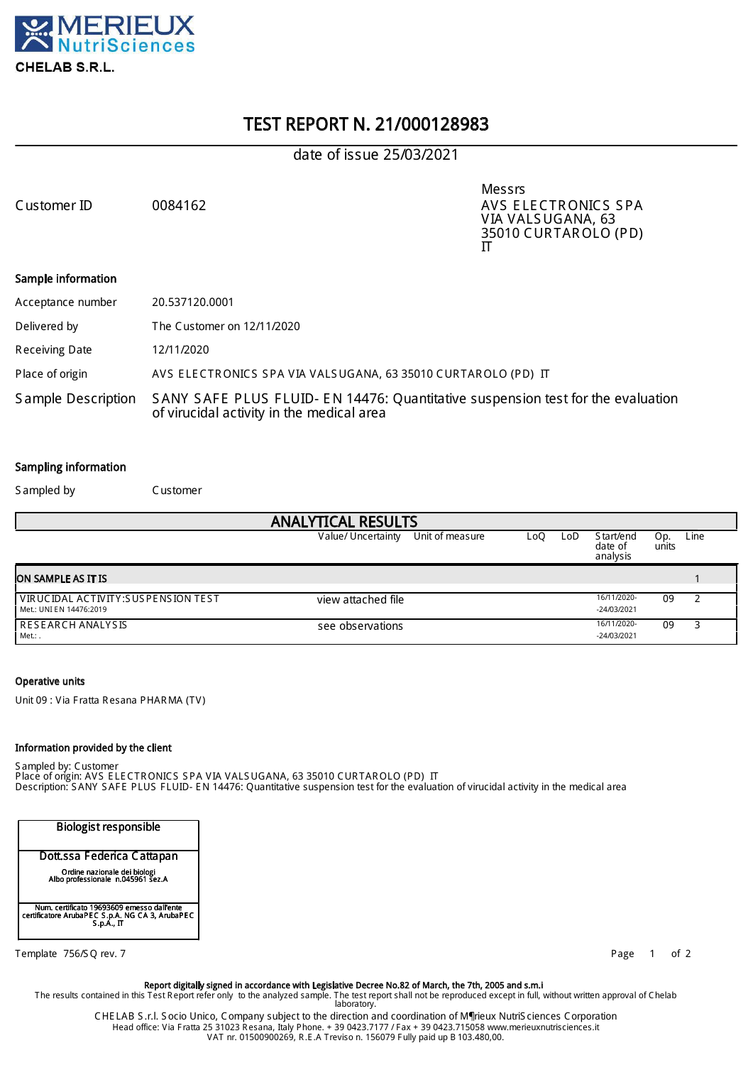MERIEUX NutriSciences

**CHELAB S.R.L.**

# TEST REPORT N. 21/000128983

date of issue 25/03/2021

Customer ID 0084162

Messrs
AVS ELECTRONICS SPA
VIA VALSUGANA, 63
35010 CURTAROLO (PD)
IT

## Sample information

| | |
|---|---|
| Acceptance number | 20.537120.0001 |
| Delivered by | The Customer on 12/11/2020 |
| Receiving Date | 12/11/2020 |
| Place of origin | AVS ELECTRONICS SPA VIA VALSUGANA, 63 35010 CURTAROLO (PD) IT |
| Sample Description | SANY SAFE PLUS FLUID- EN 14476: Quantitative suspension test for the evaluation of virucidal activity in the medical area |

## Sampling information

Sampled by Customer

## ANALYTICAL RESULTS

| | Value/ Uncertainty | Unit of measure | LoQ | LoD | Start/end date of analysis | Op. units | Line |
|---|---|---|---|---|---|---|---|
| **ON SAMPLE AS IT IS** | | | | | | | 1 |
| VIRUCIDAL ACTIVITY:SUSPENSION TEST<br>Met.: UNI EN 14476:2019 | view attached file | | | | 16/11/2020--24/03/2021 | 09 | 2 |
| RESEARCH ANALYSIS<br>Met.: . | see observations | | | | 16/11/2020--24/03/2021 | 09 | 3 |

## Operative units

Unit 09 : Via Fratta Resana PHARMA (TV)

## Information provided by the client

Sampled by: Customer
Place of origin: AVS ELECTRONICS SPA VIA VALSUGANA, 63 35010 CURTAROLO (PD) IT
Description: SANY SAFE PLUS FLUID- EN 14476: Quantitative suspension test for the evaluation of virucidal activity in the medical area

| Biologist responsible |
|---|
| Dott.ssa Federica Cattapan<br>Ordine nazionale dei biologi<br>Albo professionale n.045961 sez.A |
| Num. certificato 19693609 emesso dall'ente certificatore ArubaPEC S.p.A. NG CA 3, ArubaPEC S.p.A., IT |

Template 756/SQ rev. 7

**Report digitally signed in accordance with Legislative Decree No.82 of March, the 7th, 2005 and s.m.i**
The results contained in this Test Report refer only to the analyzed sample. The test report shall not be reproduced except in full, without written approval of Chelab laboratory.

CHELAB S.r.l. Socio Unico, Company subject to the direction and coordination of M¶rieux NutriSciences Corporation
Head office: Via Fratta 25 31023 Resana, Italy Phone. + 39 0423.7177 / Fax + 39 0423.715058 www.merieuxnutrisciences.it
VAT nr. 01500900269, R.E.A Treviso n. 156079 Fully paid up B 103.480,00.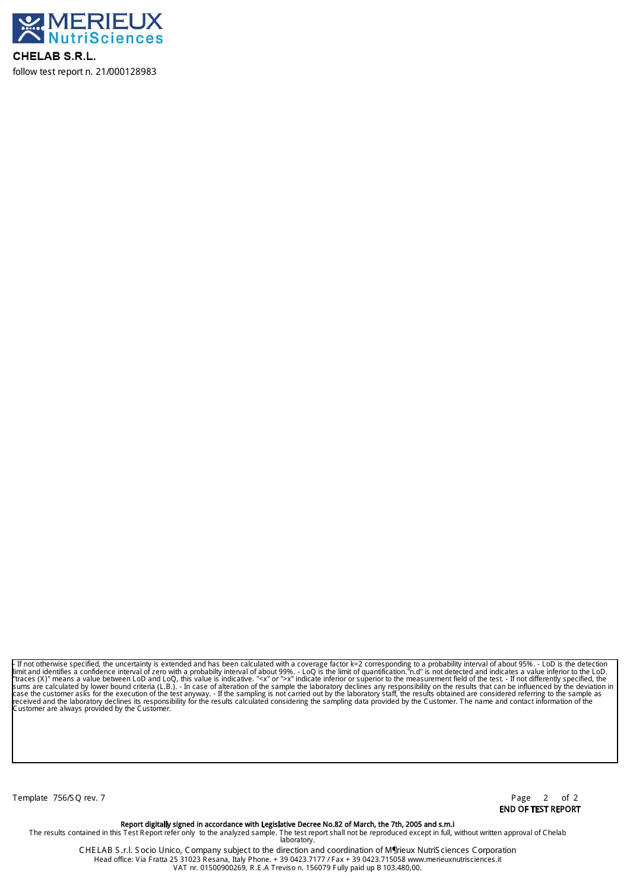**CHELAB S.R.L.**

follow test report n. 21/000128983

- If not otherwise specified, the uncertainty is extended and has been calculated with a coverage factor k=2 corresponding to a probability interval of about 95%. - LoD is the detection limit and identifies a confidence interval of zero with a probabilty interval of about 99%. - LoQ is the limit of quantification."n.d" is not detected and indicates a value inferior to the LoD. "traces (X)" means a value between LoD and LoQ, this value is indicative. "<x" or ">x" indicate inferior or superior to the measurement field of the test. - If not differently specified, the sums are calculated by lower bound criteria (L.B.). - In case of alteration of the sample the laboratory declines any responsibility on the results that can be influenced by the deviation in case the customer asks for the execution of the test anyway. - If the sampling is not carried out by the laboratory staff, the results obtained are considered referring to the sample as received and the laboratory declines its responsibility for the results calculated considering the sampling data provided by the Customer. The name and contact information of the Customer are always provided by the Customer.

Template 756/SQ rev. 7

END OF TEST REPORT

**Report digitally signed in accordance with Legislative Decree No.82 of March, the 7th, 2005 and s.m.i**

The results contained in this Test Report refer only to the analyzed sample. The test report shall not be reproduced except in full, without written approval of Chelab laboratory.

CHELAB S.r.l. Socio Unico, Company subject to the direction and coordination of M¶rieux NutriSciences Corporation
Head office: Via Fratta 25 31023 Resana, Italy Phone. + 39 0423.7177 / Fax + 39 0423.715058 www.merieuxnutrisciences.it
VAT nr. 01500900269, R.E.A Treviso n. 156079 Fully paid up B 103.480,00.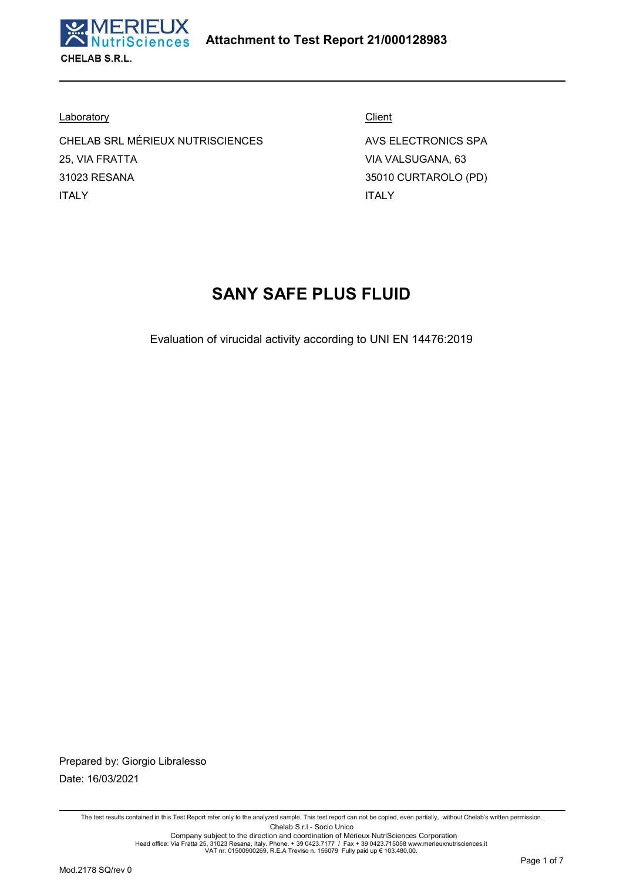**Attachment to Test Report 21/000128983**

| Laboratory | Client |
| --- | --- |
| CHELAB SRL MÉRIEUX NUTRISCIENCES | AVS ELECTRONICS SPA |
| 25, VIA FRATTA | VIA VALSUGANA, 63 |
| 31023 RESANA | 35010 CURTAROLO (PD) |
| ITALY | ITALY |

# SANY SAFE PLUS FLUID

Evaluation of virucidal activity according to UNI EN 14476:2019

Prepared by: Giorgio Libralesso

Date: 16/03/2021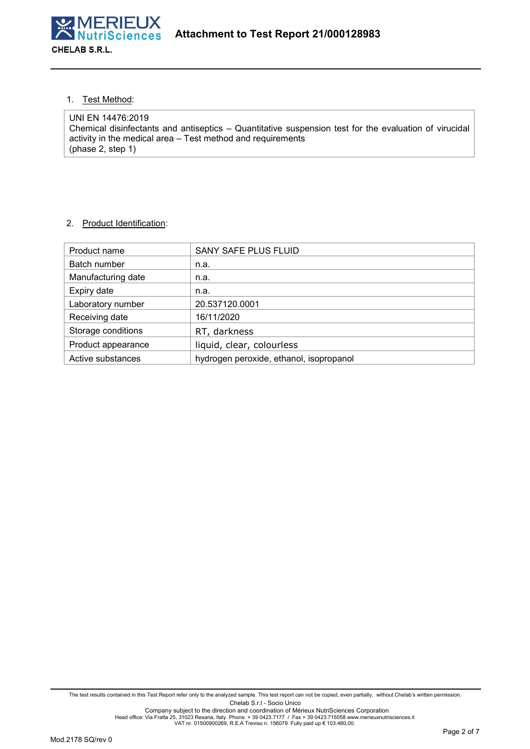## 1. Test Method:

| UNI EN 14476:2019 |
|---|
| Chemical disinfectants and antiseptics – Quantitative suspension test for the evaluation of virucidal activity in the medical area – Test method and requirements (phase 2, step 1) |

## 2. Product Identification:

| Product name | SANY SAFE PLUS FLUID |
|---|---|
| Batch number | n.a. |
| Manufacturing date | n.a. |
| Expiry date | n.a. |
| Laboratory number | 20.537120.0001 |
| Receiving date | 16/11/2020 |
| Storage conditions | RT, darkness |
| Product appearance | liquid, clear, colourless |
| Active substances | hydrogen peroxide, ethanol, isopropanol |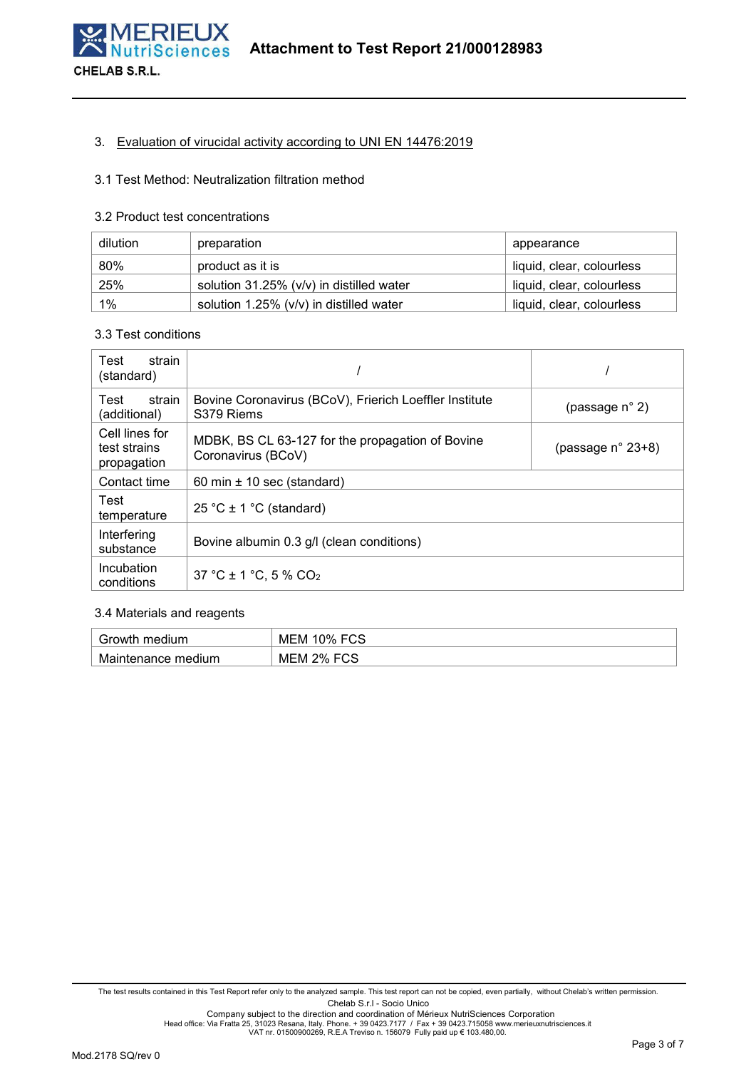## 3. Evaluation of virucidal activity according to UNI EN 14476:2019

### 3.1 Test Method: Neutralization filtration method

### 3.2 Product test concentrations

| dilution | preparation | appearance |
|---|---|---|
| 80% | product as it is | liquid, clear, colourless |
| 25% | solution 31.25% (v/v) in distilled water | liquid, clear, colourless |
| 1% | solution 1.25% (v/v) in distilled water | liquid, clear, colourless |

### 3.3 Test conditions

| | | |
|---|---|---|
| Test strain (standard) | / | / |
| Test strain (additional) | Bovine Coronavirus (BCoV), Frierich Loeffler Institute S379 Riems | (passage n° 2) |
| Cell lines for test strains propagation | MDBK, BS CL 63-127 for the propagation of Bovine Coronavirus (BCoV) | (passage n° 23+8) |
| Contact time | 60 min ± 10 sec (standard) | |
| Test temperature | 25 °C ± 1 °C (standard) | |
| Interfering substance | Bovine albumin 0.3 g/l (clean conditions) | |
| Incubation conditions | 37 °C ± 1 °C, 5 % $CO_2$ | |

### 3.4 Materials and reagents

| | |
|---|---|
| Growth medium | MEM 10% FCS |
| Maintenance medium | MEM 2% FCS |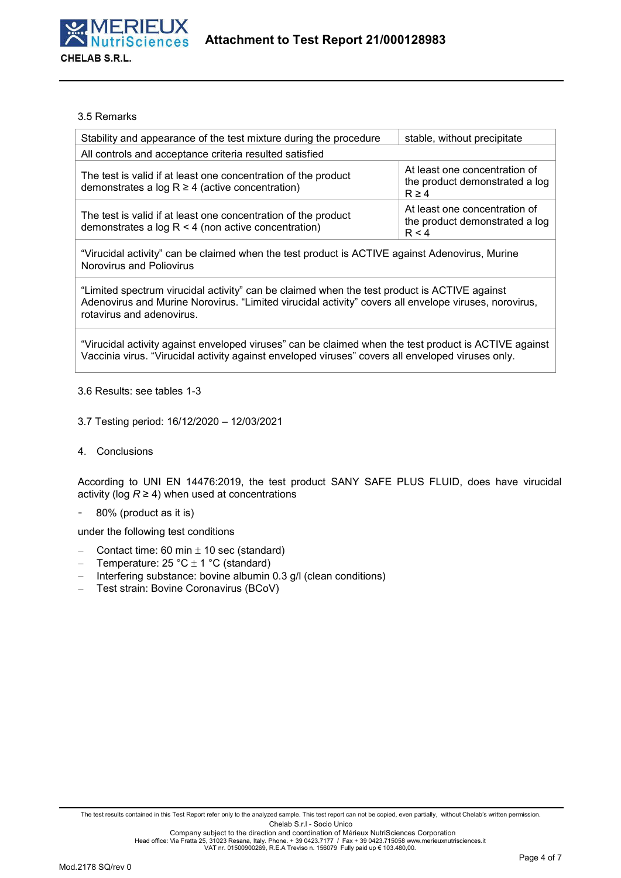### 3.5 Remarks

| | |
|---|---|
| Stability and appearance of the test mixture during the procedure | stable, without precipitate |
| All controls and acceptance criteria resulted satisfied | |
| The test is valid if at least one concentration of the product demonstrates a log R ≥ 4 (active concentration) | At least one concentration of the product demonstrated a log R ≥ 4 |
| The test is valid if at least one concentration of the product demonstrates a log R < 4 (non active concentration) | At least one concentration of the product demonstrated a log R < 4 |
| "Virucidal activity" can be claimed when the test product is ACTIVE against Adenovirus, Murine Norovirus and Poliovirus | |
| "Limited spectrum virucidal activity" can be claimed when the test product is ACTIVE against Adenovirus and Murine Norovirus. "Limited virucidal activity" covers all envelope viruses, norovirus, rotavirus and adenovirus. | |
| "Virucidal activity against enveloped viruses" can be claimed when the test product is ACTIVE against Vaccinia virus. "Virucidal activity against enveloped viruses" covers all enveloped viruses only. | |

3.6 Results: see tables 1-3

3.7 Testing period: 16/12/2020 – 12/03/2021

## 4. Conclusions

According to UNI EN 14476:2019, the test product SANY SAFE PLUS FLUID, does have virucidal activity (log *R* ≥ 4) when used at concentrations

- 80% (product as it is)

under the following test conditions

- Contact time: 60 min ± 10 sec (standard)
- Temperature: 25 °C ± 1 °C (standard)
- Interfering substance: bovine albumin 0.3 g/l (clean conditions)
- Test strain: Bovine Coronavirus (BCoV)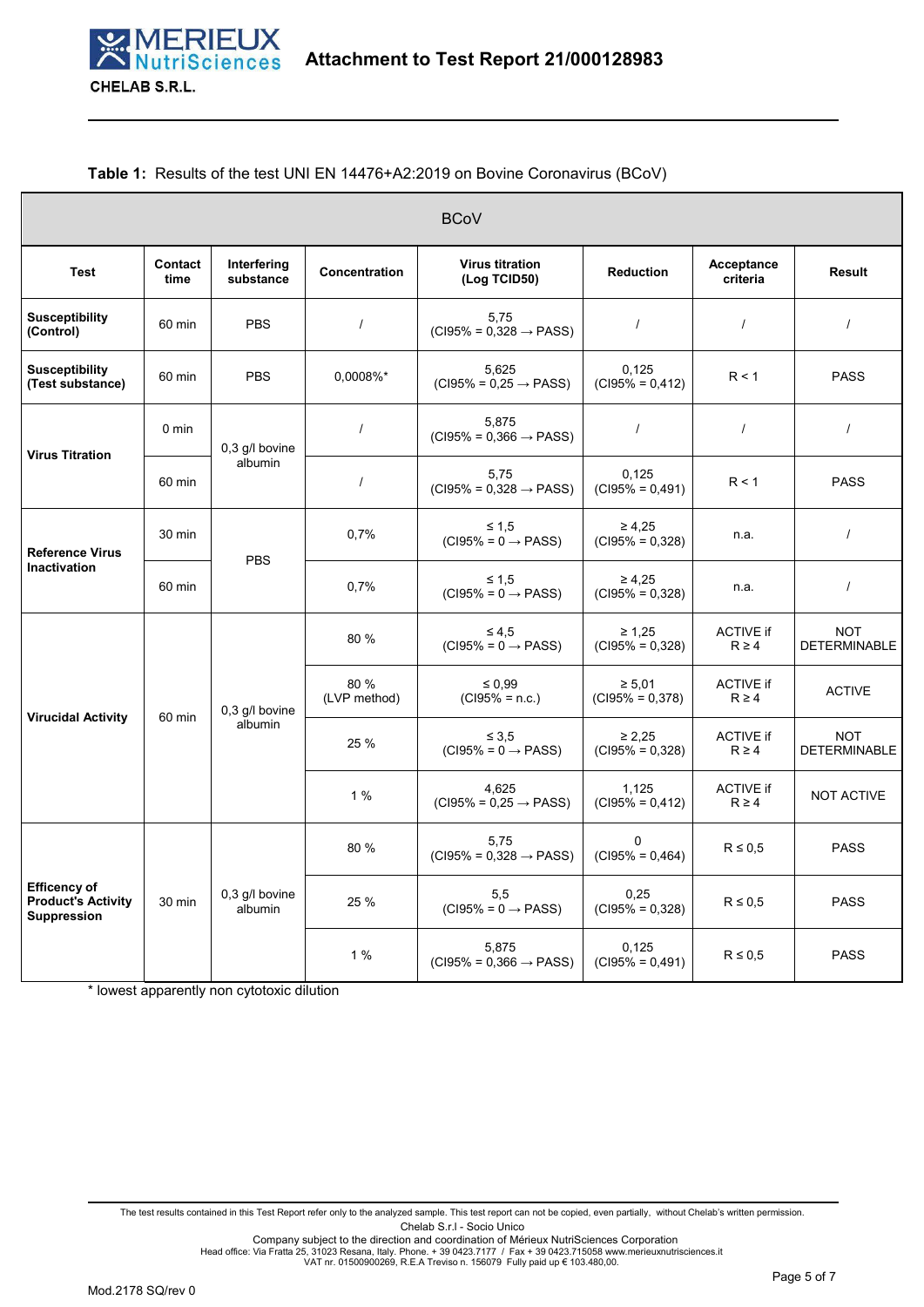## Attachment to Test Report 21/000128983

**Table 1:** Results of the test UNI EN 14476+A2:2019 on Bovine Coronavirus (BCoV)

| BCoV | | | | | | | |
|---|---|---|---|---|---|---|---|
| **Test** | **Contact time** | **Interfering substance** | **Concentration** | **Virus titration (Log TCID50)** | **Reduction** | **Acceptance criteria** | **Result** |
| **Susceptibility (Control)** | 60 min | PBS | / | 5,75 (CI95% = 0,328 → PASS) | / | / | / |
| **Susceptibility (Test substance)** | 60 min | PBS | 0,0008%* | 5,625 (CI95% = 0,25 → PASS) | 0,125 (CI95% = 0,412) | R < 1 | PASS |
| **Virus Titration** | 0 min | 0,3 g/l bovine albumin | / | 5,875 (CI95% = 0,366 → PASS) | / | / | / |
| | 60 min | | / | 5,75 (CI95% = 0,328 → PASS) | 0,125 (CI95% = 0,491) | R < 1 | PASS |
| **Reference Virus Inactivation** | 30 min | PBS | 0,7% | ≤ 1,5 (CI95% = 0 → PASS) | ≥ 4,25 (CI95% = 0,328) | n.a. | / |
| | 60 min | | 0,7% | ≤ 1,5 (CI95% = 0 → PASS) | ≥ 4,25 (CI95% = 0,328) | n.a. | / |
| **Virucidal Activity** | 60 min | 0,3 g/l bovine albumin | 80 % | ≤ 4,5 (CI95% = 0 → PASS) | ≥ 1,25 (CI95% = 0,328) | ACTIVE if R ≥ 4 | NOT DETERMINABLE |
| | | | 80 % (LVP method) | ≤ 0,99 (CI95% = n.c.) | ≥ 5,01 (CI95% = 0,378) | ACTIVE if R ≥ 4 | ACTIVE |
| | | | 25 % | ≤ 3,5 (CI95% = 0 → PASS) | ≥ 2,25 (CI95% = 0,328) | ACTIVE if R ≥ 4 | NOT DETERMINABLE |
| | | | 1 % | 4,625 (CI95% = 0,25 → PASS) | 1,125 (CI95% = 0,412) | ACTIVE if R ≥ 4 | NOT ACTIVE |
| **Efficency of Product's Activity Suppression** | 30 min | 0,3 g/l bovine albumin | 80 % | 5,75 (CI95% = 0,328 → PASS) | 0 (CI95% = 0,464) | R ≤ 0,5 | PASS |
| | | | 25 % | 5,5 (CI95% = 0 → PASS) | 0,25 (CI95% = 0,328) | R ≤ 0,5 | PASS |
| | | | 1 % | 5,875 (CI95% = 0,366 → PASS) | 0,125 (CI95% = 0,491) | R ≤ 0,5 | PASS |

\* lowest apparently non cytotoxic dilution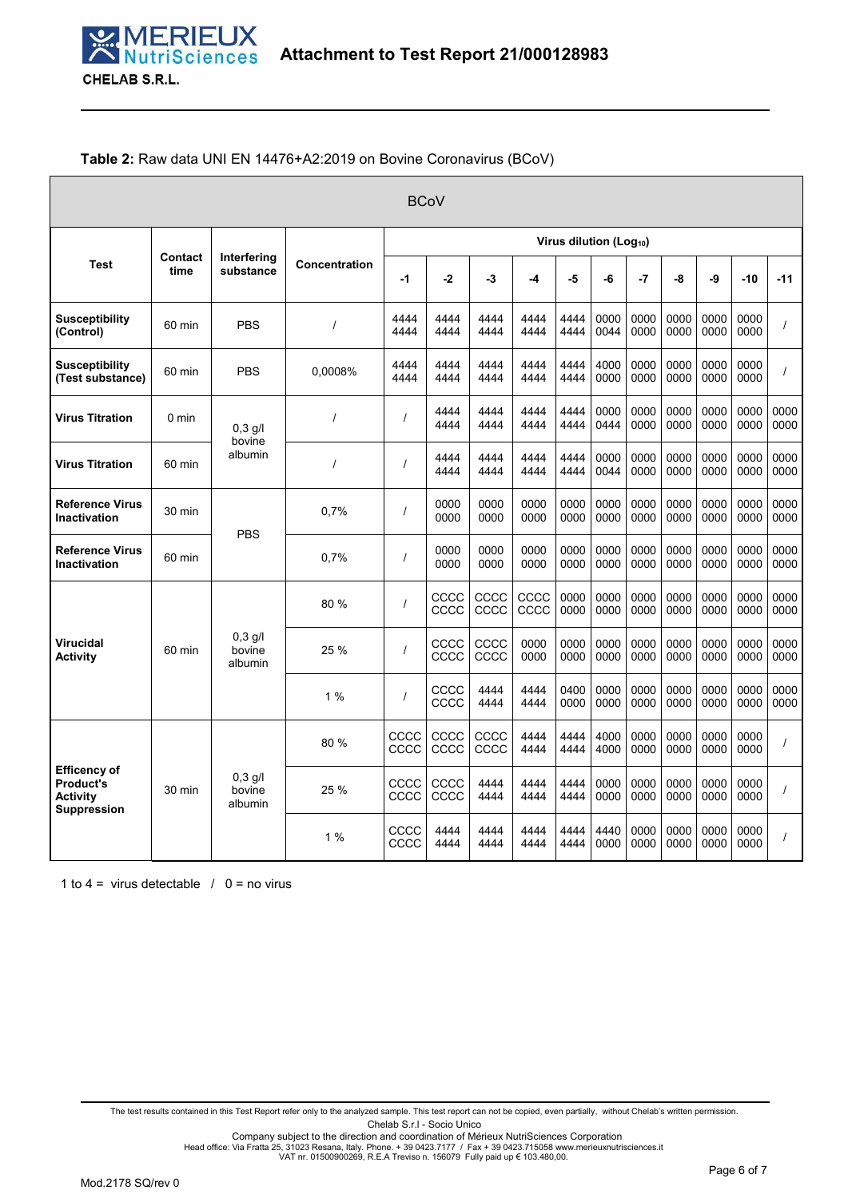**Table 2:** Raw data UNI EN 14476+A2:2019 on Bovine Coronavirus (BCoV)

| BCoV | | | | | | | | | | | | | | |
|---|---|---|---|---|---|---|---|---|---|---|---|---|---|---|
| **Test** | **Contact time** | **Interfering substance** | **Concentration** | **Virus dilution (Log₁₀)** | | | | | | | | | | |
| | | | | **-1** | **-2** | **-3** | **-4** | **-5** | **-6** | **-7** | **-8** | **-9** | **-10** | **-11** |
| **Susceptibility (Control)** | 60 min | PBS | / | 4444 4444 | 4444 4444 | 4444 4444 | 4444 4444 | 4444 4444 | 0000 0044 | 0000 0000 | 0000 0000 | 0000 0000 | 0000 0000 | / |
| **Susceptibility (Test substance)** | 60 min | PBS | 0,0008% | 4444 4444 | 4444 4444 | 4444 4444 | 4444 4444 | 4444 4444 | 4000 0000 | 0000 0000 | 0000 0000 | 0000 0000 | 0000 0000 | / |
| **Virus Titration** | 0 min | 0,3 g/l bovine albumin | / | / | 4444 4444 | 4444 4444 | 4444 4444 | 4444 4444 | 0000 0444 | 0000 0000 | 0000 0000 | 0000 0000 | 0000 0000 | 0000 0000 |
| **Virus Titration** | 60 min | 0,3 g/l bovine albumin | / | / | 4444 4444 | 4444 4444 | 4444 4444 | 4444 4444 | 0000 0044 | 0000 0000 | 0000 0000 | 0000 0000 | 0000 0000 | 0000 0000 |
| **Reference Virus Inactivation** | 30 min | PBS | 0,7% | / | 0000 0000 | 0000 0000 | 0000 0000 | 0000 0000 | 0000 0000 | 0000 0000 | 0000 0000 | 0000 0000 | 0000 0000 | 0000 0000 |
| **Reference Virus Inactivation** | 60 min | PBS | 0,7% | / | 0000 0000 | 0000 0000 | 0000 0000 | 0000 0000 | 0000 0000 | 0000 0000 | 0000 0000 | 0000 0000 | 0000 0000 | 0000 0000 |
| **Virucidal Activity** | 60 min | 0,3 g/l bovine albumin | 80 % | / | CCCC CCCC | CCCC CCCC | CCCC CCCC | 0000 0000 | 0000 0000 | 0000 0000 | 0000 0000 | 0000 0000 | 0000 0000 | 0000 0000 |
| | | | 25 % | / | CCCC CCCC | CCCC CCCC | 0000 0000 | 0000 0000 | 0000 0000 | 0000 0000 | 0000 0000 | 0000 0000 | 0000 0000 | 0000 0000 |
| | | | 1 % | / | CCCC CCCC | 4444 4444 | 4444 4444 | 0400 0000 | 0000 0000 | 0000 0000 | 0000 0000 | 0000 0000 | 0000 0000 | 0000 0000 |
| **Efficency of Product's Activity Suppression** | 30 min | 0,3 g/l bovine albumin | 80 % | CCCC CCCC | CCCC CCCC | CCCC CCCC | 4444 4444 | 4444 4444 | 4000 4000 | 0000 0000 | 0000 0000 | 0000 0000 | 0000 0000 | / |
| | | | 25 % | CCCC CCCC | CCCC CCCC | 4444 4444 | 4444 4444 | 4444 4444 | 0000 0000 | 0000 0000 | 0000 0000 | 0000 0000 | 0000 0000 | / |
| | | | 1 % | CCCC CCCC | 4444 4444 | 4444 4444 | 4444 4444 | 4444 4444 | 4440 0000 | 0000 0000 | 0000 0000 | 0000 0000 | 0000 0000 | / |

1 to 4 = virus detectable / 0 = no virus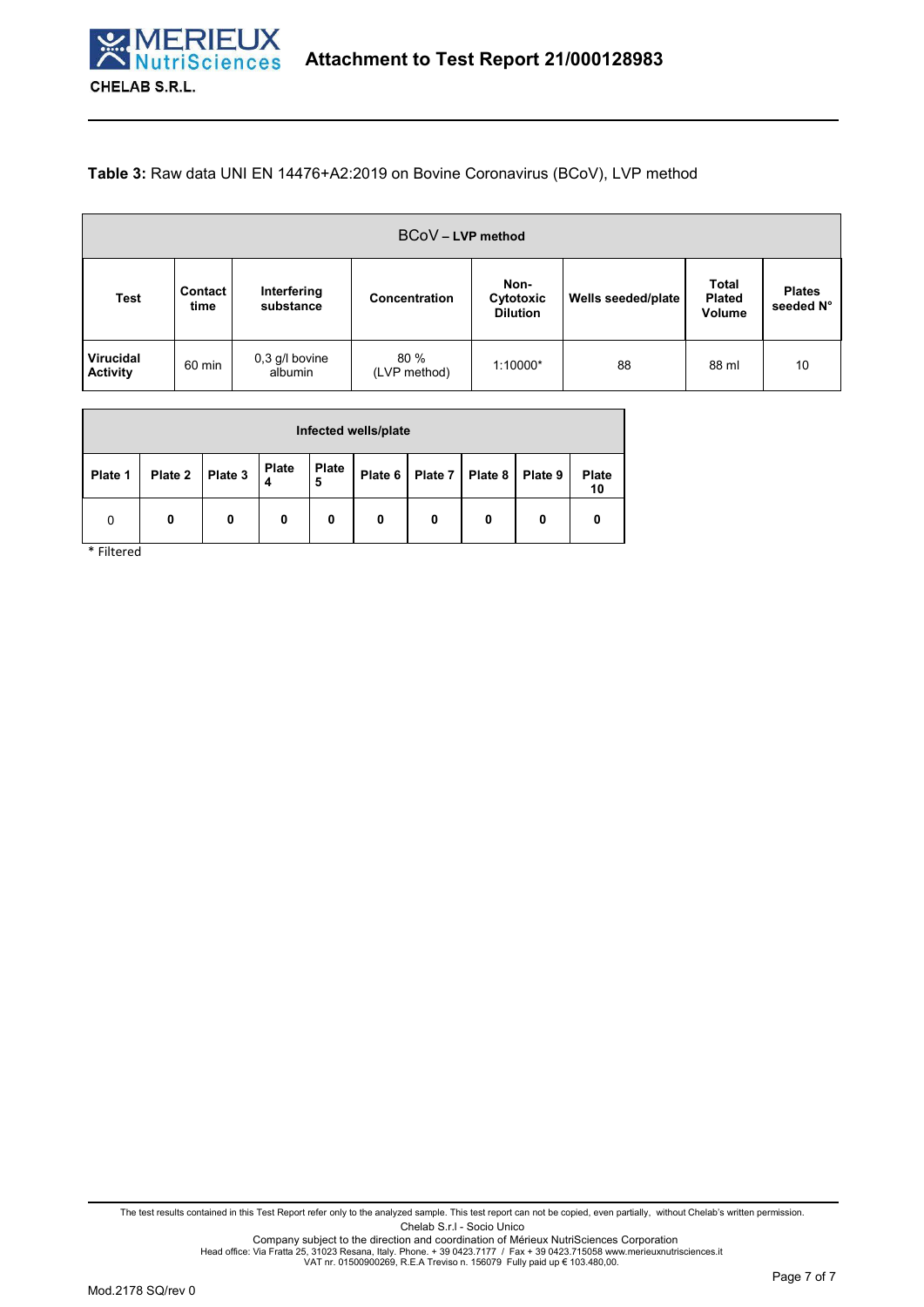**Table 3:** Raw data UNI EN 14476+A2:2019 on Bovine Coronavirus (BCoV), LVP method

| BCoV – **LVP method** | | | | | | | |
|---|---|---|---|---|---|---|---|
| **Test** | **Contact time** | **Interfering substance** | **Concentration** | **Non-Cytotoxic Dilution** | **Wells seeded/plate** | **Total Plated Volume** | **Plates seeded N°** |
| **Virucidal Activity** | 60 min | 0,3 g/l bovine albumin | 80 % (LVP method) | 1:10000* | 88 | 88 ml | 10 |

| **Infected wells/plate** | | | | | | | | | |
|---|---|---|---|---|---|---|---|---|---|
| **Plate 1** | **Plate 2** | **Plate 3** | **Plate 4** | **Plate 5** | **Plate 6** | **Plate 7** | **Plate 8** | **Plate 9** | **Plate 10** |
| 0 | **0** | **0** | **0** | **0** | **0** | **0** | **0** | **0** | **0** |

* Filtered